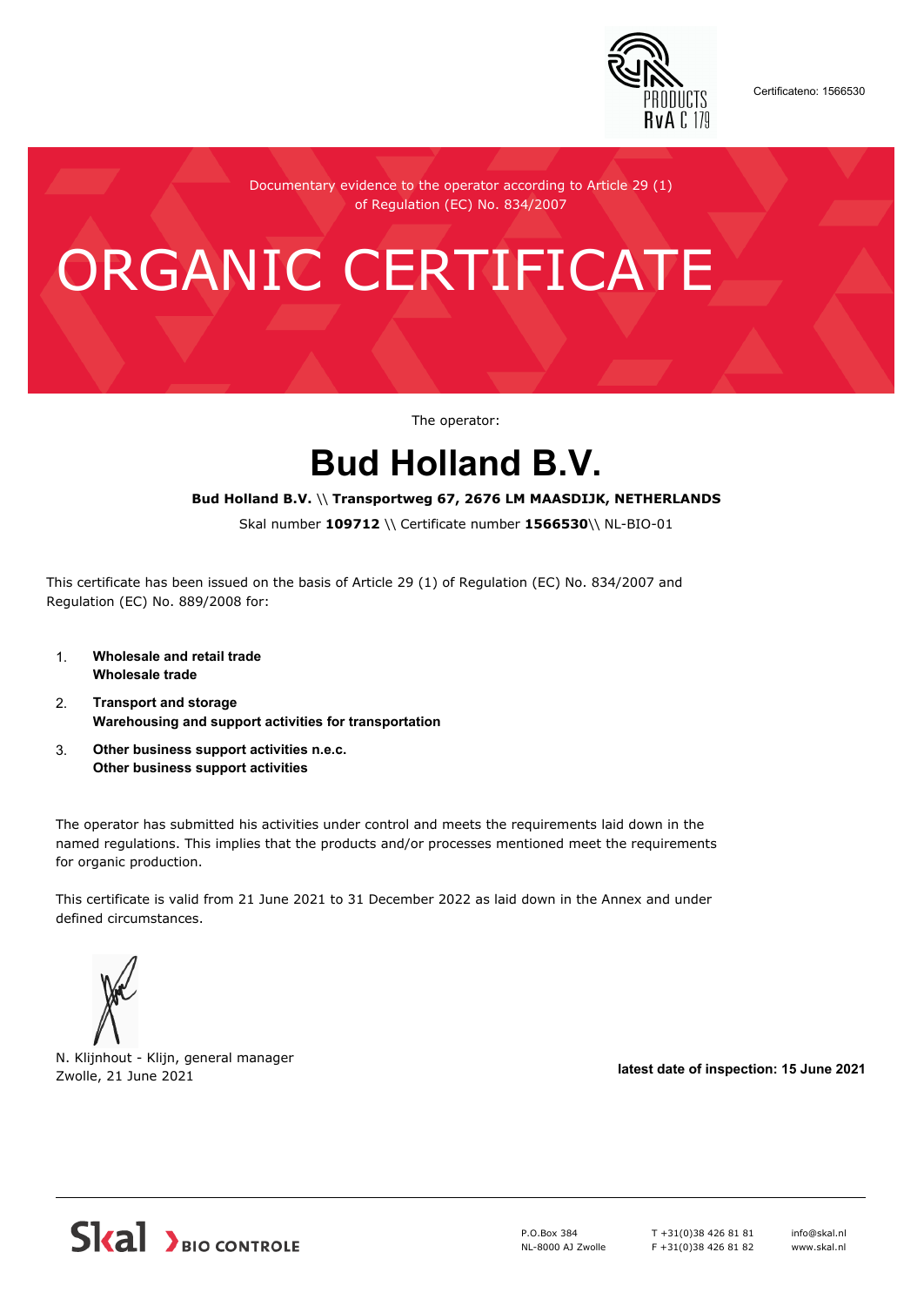Certificateno: 1566530

Documentary evidence to the operator according to Article 29 (1) of Regulation (EC) No. 834/2007

# ORGANIC CERTIFICATE

The operator:

## Bud Holland B.V.

**Bud Holland B.V.** \\ **Transportweg 67, 2676 LM MAASDIJK, NETHERLANDS**

Skal number **109712** \\ Certificate number **1566530**\\ NL-BIO-01

This certificate has been issued on the basis of Article 29 (1) of Regulation (EC) No. 834/2007 and Regulation (EC) No. 889/2008 for:

1. **Wholesale and retail trade**
   **Wholesale trade**
2. **Transport and storage**
   **Warehousing and support activities for transportation**
3. **Other business support activities n.e.c.**
   **Other business support activities**

The operator has submitted his activities under control and meets the requirements laid down in the named regulations. This implies that the products and/or processes mentioned meet the requirements for organic production.

This certificate is valid from 21 June 2021 to 31 December 2022 as laid down in the Annex and under defined circumstances.

N. Klijnhout - Klijn, general manager
Zwolle, 21 June 2021

**latest date of inspection: 15 June 2021**

Skal BIO CONTROLE

P.O.Box 384
NL-8000 AJ Zwolle

T +31(0)38 426 81 81
F +31(0)38 426 81 82

info@skal.nl
www.skal.nl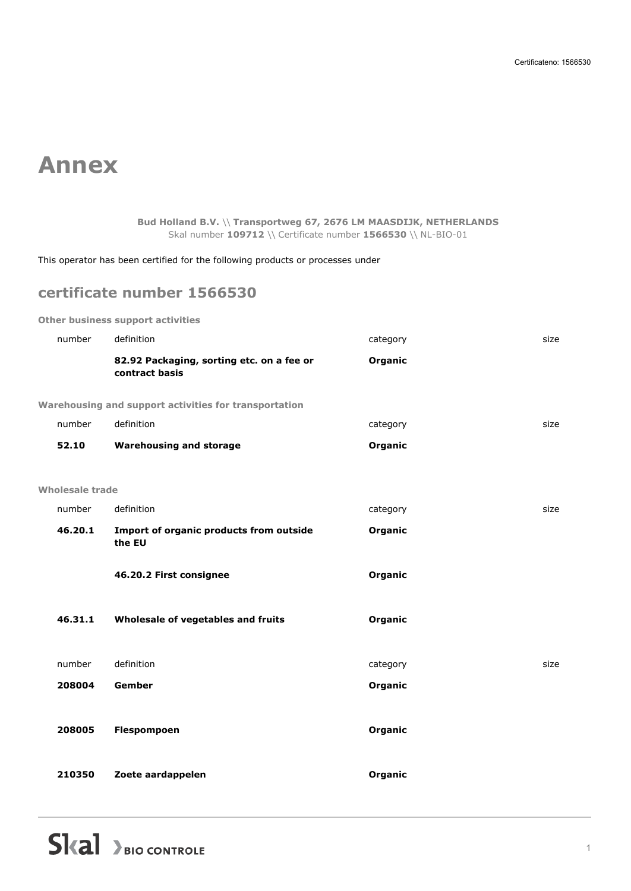# Annex

**Bud Holland B.V.** \\ **Transportweg 67, 2676 LM MAASDIJK, NETHERLANDS**
Skal number **109712** \\ Certificate number **1566530** \\ NL-BIO-01

This operator has been certified for the following products or processes under

## certificate number 1566530

### Other business support activities

| number | definition | category | size |
|---|---|---|---|
| | **82.92 Packaging, sorting etc. on a fee or contract basis** | **Organic** | |

### Warehousing and support activities for transportation

| number | definition | category | size |
|---|---|---|---|
| **52.10** | **Warehousing and storage** | **Organic** | |

### Wholesale trade

| number | definition | category | size |
|---|---|---|---|
| **46.20.1** | **Import of organic products from outside the EU** | **Organic** | |
| | **46.20.2 First consignee** | **Organic** | |
| **46.31.1** | **Wholesale of vegetables and fruits** | **Organic** | |

| number | definition | category | size |
|---|---|---|---|
| **208004** | **Gember** | **Organic** | |
| **208005** | **Flespompoen** | **Organic** | |
| **210350** | **Zoete aardappelen** | **Organic** | |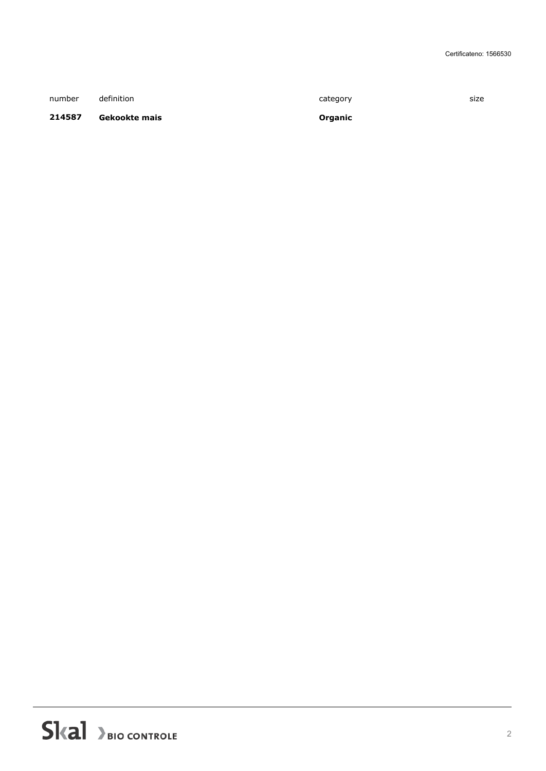Certificateno: 1566530

| number | definition | category | size |
| --- | --- | --- | --- |
| **214587** | **Gekookte mais** | **Organic** | |